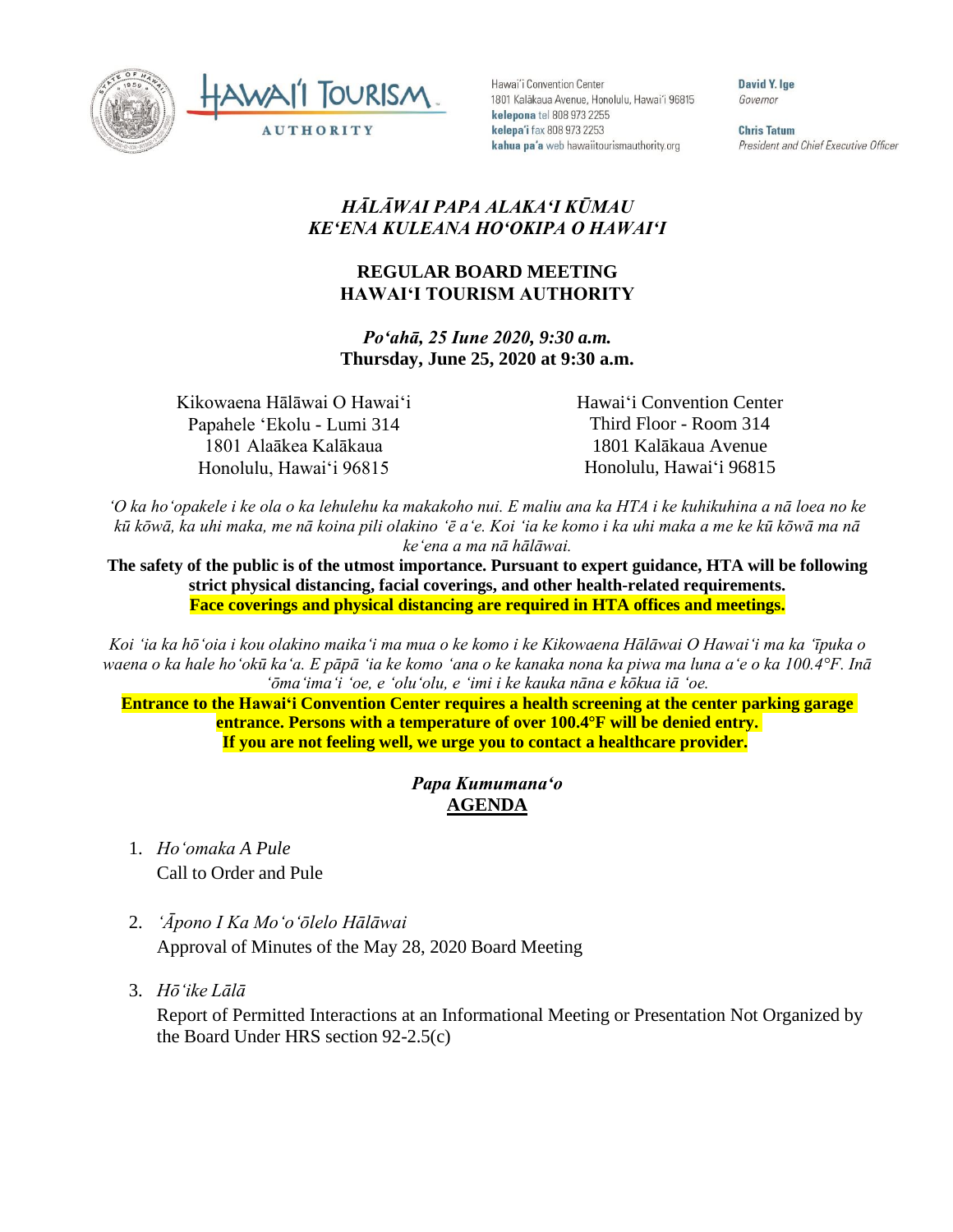Hawaiʻi Convention Center
1801 Kalākaua Avenue, Honolulu, Hawaiʻi 96815
**kelepona** tel 808 973 2255
**kelepaʻi** fax 808 973 2253
**kahua paʻa** web hawaiitourismauthority.org

**David Y. Ige**
*Governor*

**Chris Tatum**
*President and Chief Executive Officer*

# *HĀLĀWAI PAPA ALAKAʻI KŪMAU*
# *KEʻENA KULEANA HOʻOKIPA O HAWAIʻI*

## REGULAR BOARD MEETING
## HAWAIʻI TOURISM AUTHORITY

***Poʻahā, 25 Iune 2020, 9:30 a.m.***
**Thursday, June 25, 2020 at 9:30 a.m.**

Kikowaena Hālāwai O Hawaiʻi
Papahele ʻEkolu - Lumi 314
1801 Alaākea Kalākaua
Honolulu, Hawaiʻi 96815

Hawaiʻi Convention Center
Third Floor - Room 314
1801 Kalākaua Avenue
Honolulu, Hawaiʻi 96815

*ʻO ka hoʻopakele i ke ola o ka lehulehu ka makakoho nui. E maliu ana ka HTA i ke kuhikuhina a nā loea no ke kū kōwā, ka uhi maka, me nā koina pili olakino ʻē aʻe. Koi ʻia ke komo i ka uhi maka a me ke kū kōwā ma nā keʻena a ma nā hālāwai.*

**The safety of the public is of the utmost importance. Pursuant to expert guidance, HTA will be following strict physical distancing, facial coverings, and other health-related requirements.**
**Face coverings and physical distancing are required in HTA offices and meetings.**

*Koi ʻia ka hōʻoia i kou olakino maikaʻi ma mua o ke komo i ke Kikowaena Hālāwai O Hawaiʻi ma ka ʻīpuka o waena o ka hale hoʻokū kaʻa. E pāpā ʻia ke komo ʻana o ke kanaka nona ka piwa ma luna aʻe o ka 100.4°F. Inā ʻōmaʻimaʻi ʻoe, e ʻoluʻolu, e ʻimi i ke kauka nāna e kōkua iā ʻoe.*

**Entrance to the Hawaiʻi Convention Center requires a health screening at the center parking garage entrance. Persons with a temperature of over 100.4°F will be denied entry.**
**If you are not feeling well, we urge you to contact a healthcare provider.**

## *Papa Kumumanaʻo*
## AGENDA

1. *Hoʻomaka A Pule*
   Call to Order and Pule

2. *ʻĀpono I Ka Moʻoʻōlelo Hālāwai*
   Approval of Minutes of the May 28, 2020 Board Meeting

3. *Hōʻike Lālā*
   Report of Permitted Interactions at an Informational Meeting or Presentation Not Organized by the Board Under HRS section 92-2.5(c)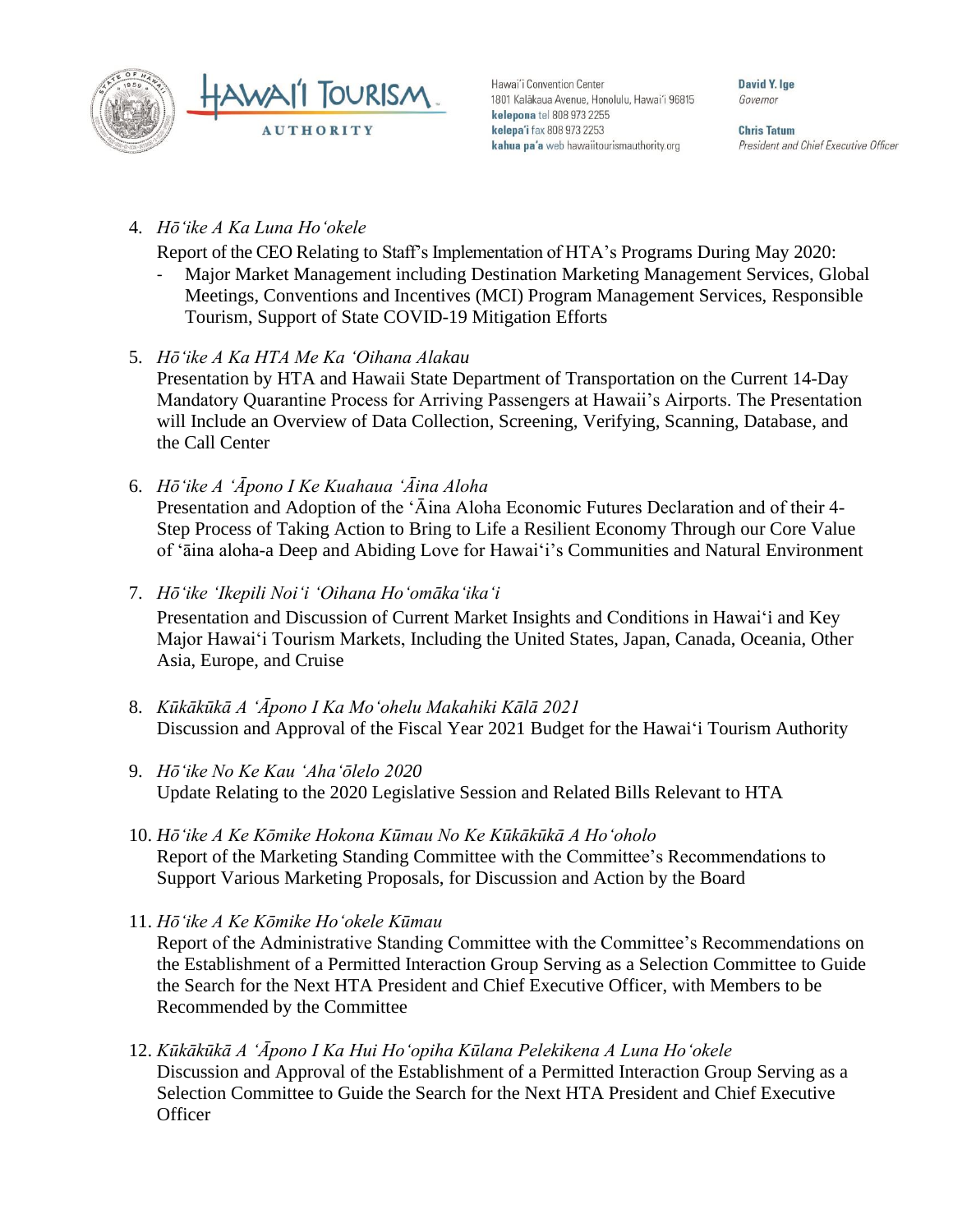4. *Hōʻike A Ka Luna Hoʻokele*
   Report of the CEO Relating to Staff's Implementation of HTA's Programs During May 2020:
   - Major Market Management including Destination Marketing Management Services, Global Meetings, Conventions and Incentives (MCI) Program Management Services, Responsible Tourism, Support of State COVID-19 Mitigation Efforts

5. *Hōʻike A Ka HTA Me Ka ʻOihana Alakau*
   Presentation by HTA and Hawaii State Department of Transportation on the Current 14-Day Mandatory Quarantine Process for Arriving Passengers at Hawaii's Airports. The Presentation will Include an Overview of Data Collection, Screening, Verifying, Scanning, Database, and the Call Center

6. *Hōʻike A ʻĀpono I Ke Kuahaua ʻĀina Aloha*
   Presentation and Adoption of the ʻĀina Aloha Economic Futures Declaration and of their 4-Step Process of Taking Action to Bring to Life a Resilient Economy Through our Core Value of ʻāina aloha-a Deep and Abiding Love for Hawaiʻi's Communities and Natural Environment

7. *Hōʻike ʻIkepili Noiʻi ʻOihana Hoʻomākaʻikaʻi*
   Presentation and Discussion of Current Market Insights and Conditions in Hawaiʻi and Key Major Hawaiʻi Tourism Markets, Including the United States, Japan, Canada, Oceania, Other Asia, Europe, and Cruise

8. *Kūkākūkā A ʻĀpono I Ka Moʻohelu Makahiki Kālā 2021*
   Discussion and Approval of the Fiscal Year 2021 Budget for the Hawaiʻi Tourism Authority

9. *Hōʻike No Ke Kau ʻAhaʻōlelo 2020*
   Update Relating to the 2020 Legislative Session and Related Bills Relevant to HTA

10. *Hōʻike A Ke Kōmike Hokona Kūmau No Ke Kūkākūkā A Hoʻoholo*
    Report of the Marketing Standing Committee with the Committee's Recommendations to Support Various Marketing Proposals, for Discussion and Action by the Board

11. *Hōʻike A Ke Kōmike Hoʻokele Kūmau*
    Report of the Administrative Standing Committee with the Committee's Recommendations on the Establishment of a Permitted Interaction Group Serving as a Selection Committee to Guide the Search for the Next HTA President and Chief Executive Officer, with Members to be Recommended by the Committee

12. *Kūkākūkā A ʻĀpono I Ka Hui Hoʻopiha Kūlana Pelekikena A Luna Hoʻokele*
    Discussion and Approval of the Establishment of a Permitted Interaction Group Serving as a Selection Committee to Guide the Search for the Next HTA President and Chief Executive Officer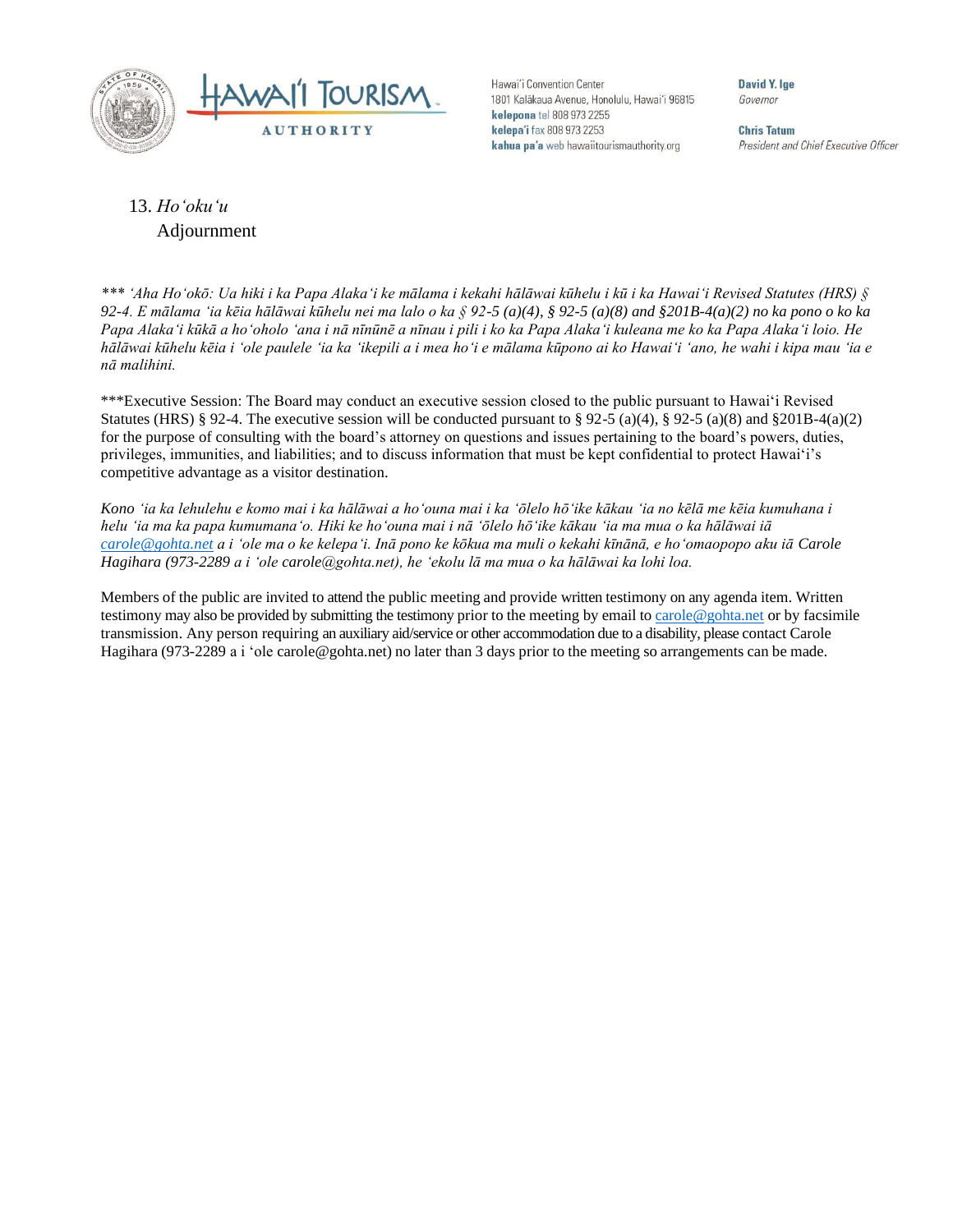13. *Hoʻokuʻu*
Adjournment

*\*\*\* ʻAha Hoʻokō: Ua hiki i ka Papa Alakaʻi ke mālama i kekahi hālāwai kūhelu i kū i ka Hawaiʻi Revised Statutes (HRS) § 92-4. E mālama ʻia kēia hālāwai kūhelu nei ma lalo o ka § 92-5 (a)(4), § 92-5 (a)(8) and §201B-4(a)(2) no ka pono o ko ka Papa Alakaʻi kūkā a hoʻoholo ʻana i nā nīnūnē a nīnau i pili i ko ka Papa Alakaʻi kuleana me ko ka Papa Alakaʻi loio. He hālāwai kūhelu kēia i ʻole paulele ʻia ka ʻikepili a i mea hoʻi e mālama kūpono ai ko Hawaiʻi ʻano, he wahi i kipa mau ʻia e nā malihini.*

\*\*\*Executive Session: The Board may conduct an executive session closed to the public pursuant to Hawaiʻi Revised Statutes (HRS) § 92-4. The executive session will be conducted pursuant to § 92-5 (a)(4), § 92-5 (a)(8) and §201B-4(a)(2) for the purpose of consulting with the board's attorney on questions and issues pertaining to the board's powers, duties, privileges, immunities, and liabilities; and to discuss information that must be kept confidential to protect Hawaiʻi's competitive advantage as a visitor destination.

*Kono ʻia ka lehulehu e komo mai i ka hālāwai a hoʻouna mai i ka ʻōlelo hōʻike kākau ʻia no kēlā me kēia kumuhana i helu ʻia ma ka papa kumumanaʻo. Hiki ke hoʻouna mai i nā ʻōlelo hōʻike kākau ʻia ma mua o ka hālāwai iā carole@gohta.net a i ʻole ma o ke kelepaʻi. Inā pono ke kōkua ma muli o kekahi kīnānā, e hoʻomaopopo aku iā Carole Hagihara (973-2289 a i ʻole carole@gohta.net), he ʻekolu lā ma mua o ka hālāwai ka lohi loa.*

Members of the public are invited to attend the public meeting and provide written testimony on any agenda item. Written testimony may also be provided by submitting the testimony prior to the meeting by email to carole@gohta.net or by facsimile transmission. Any person requiring an auxiliary aid/service or other accommodation due to a disability, please contact Carole Hagihara (973-2289 a i ʻole carole@gohta.net) no later than 3 days prior to the meeting so arrangements can be made.